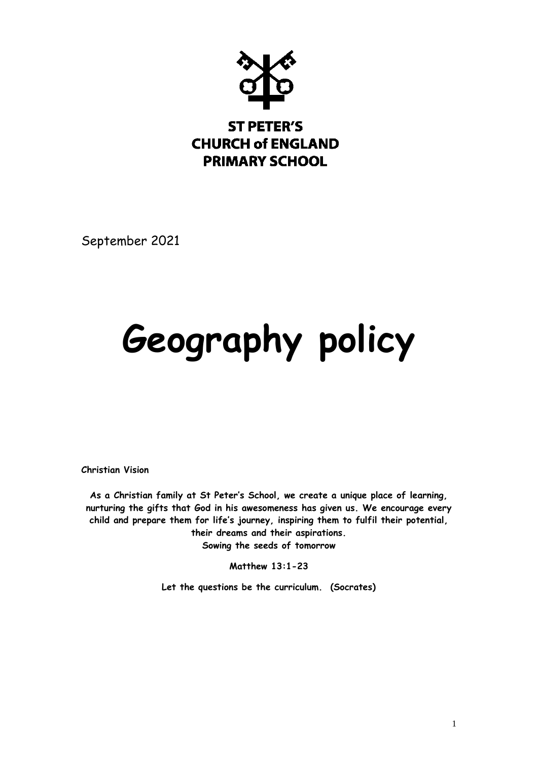**ST PETER'S**
**CHURCH of ENGLAND**
**PRIMARY SCHOOL**

September 2021

# Geography policy

**Christian Vision**

**As a Christian family at St Peter's School, we create a unique place of learning, nurturing the gifts that God in his awesomeness has given us. We encourage every child and prepare them for life's journey, inspiring them to fulfil their potential, their dreams and their aspirations.**
**Sowing the seeds of tomorrow**

**Matthew 13:1-23**

**Let the questions be the curriculum. (Socrates)**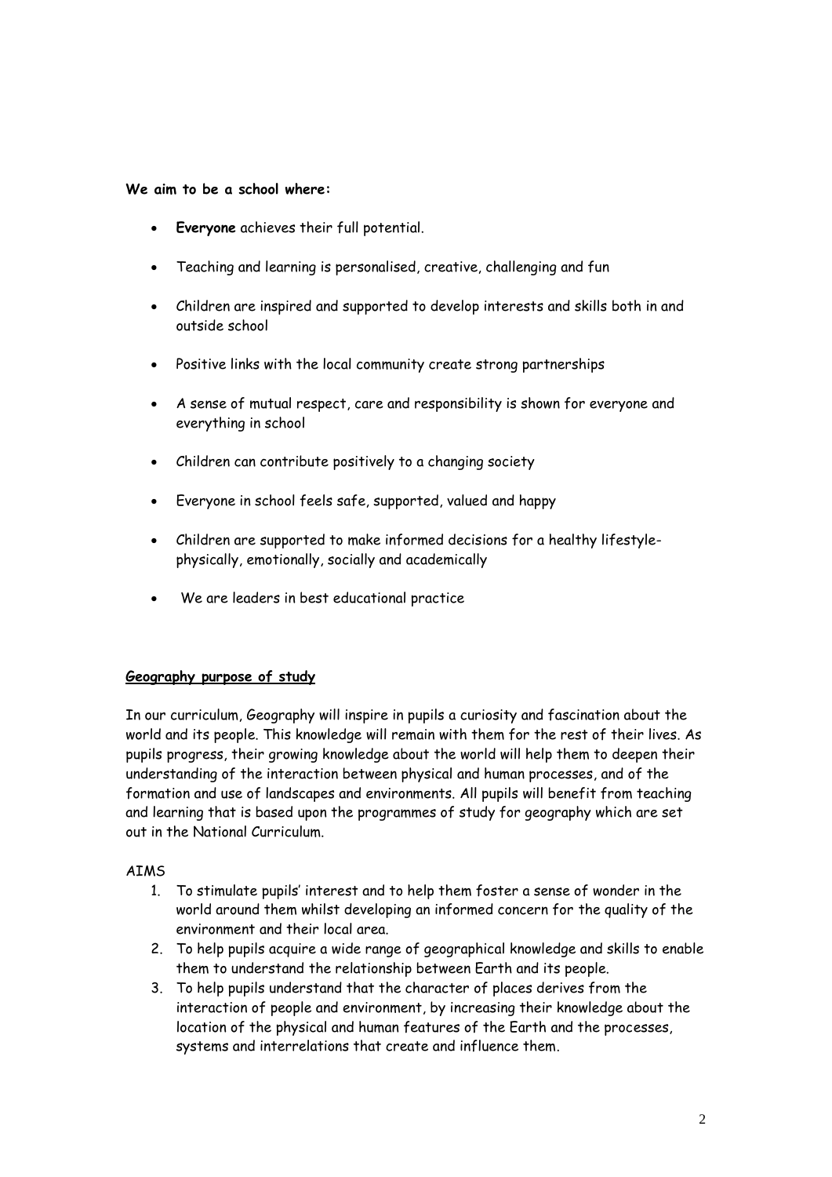**We aim to be a school where:**

- **Everyone** achieves their full potential.
- Teaching and learning is personalised, creative, challenging and fun
- Children are inspired and supported to develop interests and skills both in and outside school
- Positive links with the local community create strong partnerships
- A sense of mutual respect, care and responsibility is shown for everyone and everything in school
- Children can contribute positively to a changing society
- Everyone in school feels safe, supported, valued and happy
- Children are supported to make informed decisions for a healthy lifestyle- physically, emotionally, socially and academically
- We are leaders in best educational practice

**Geography purpose of study**

In our curriculum, Geography will inspire in pupils a curiosity and fascination about the world and its people. This knowledge will remain with them for the rest of their lives. As pupils progress, their growing knowledge about the world will help them to deepen their understanding of the interaction between physical and human processes, and of the formation and use of landscapes and environments. All pupils will benefit from teaching and learning that is based upon the programmes of study for geography which are set out in the National Curriculum.

AIMS

1. To stimulate pupils' interest and to help them foster a sense of wonder in the world around them whilst developing an informed concern for the quality of the environment and their local area.
2. To help pupils acquire a wide range of geographical knowledge and skills to enable them to understand the relationship between Earth and its people.
3. To help pupils understand that the character of places derives from the interaction of people and environment, by increasing their knowledge about the location of the physical and human features of the Earth and the processes, systems and interrelations that create and influence them.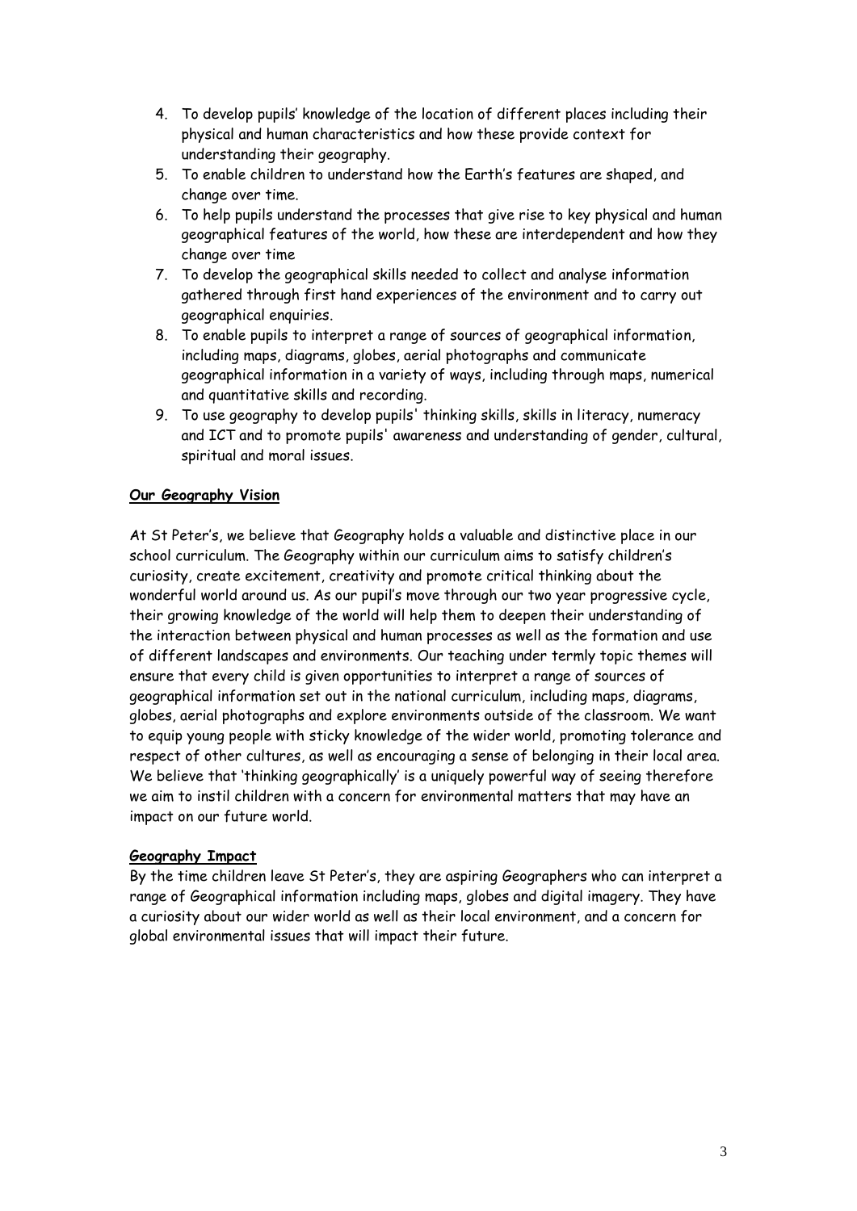4. To develop pupils' knowledge of the location of different places including their physical and human characteristics and how these provide context for understanding their geography.
5. To enable children to understand how the Earth's features are shaped, and change over time.
6. To help pupils understand the processes that give rise to key physical and human geographical features of the world, how these are interdependent and how they change over time
7. To develop the geographical skills needed to collect and analyse information gathered through first hand experiences of the environment and to carry out geographical enquiries.
8. To enable pupils to interpret a range of sources of geographical information, including maps, diagrams, globes, aerial photographs and communicate geographical information in a variety of ways, including through maps, numerical and quantitative skills and recording.
9. To use geography to develop pupils' thinking skills, skills in literacy, numeracy and ICT and to promote pupils' awareness and understanding of gender, cultural, spiritual and moral issues.

**Our Geography Vision**

At St Peter's, we believe that Geography holds a valuable and distinctive place in our school curriculum. The Geography within our curriculum aims to satisfy children's curiosity, create excitement, creativity and promote critical thinking about the wonderful world around us. As our pupil's move through our two year progressive cycle, their growing knowledge of the world will help them to deepen their understanding of the interaction between physical and human processes as well as the formation and use of different landscapes and environments. Our teaching under termly topic themes will ensure that every child is given opportunities to interpret a range of sources of geographical information set out in the national curriculum, including maps, diagrams, globes, aerial photographs and explore environments outside of the classroom. We want to equip young people with sticky knowledge of the wider world, promoting tolerance and respect of other cultures, as well as encouraging a sense of belonging in their local area. We believe that 'thinking geographically' is a uniquely powerful way of seeing therefore we aim to instil children with a concern for environmental matters that may have an impact on our future world.

**Geography Impact**

By the time children leave St Peter's, they are aspiring Geographers who can interpret a range of Geographical information including maps, globes and digital imagery. They have a curiosity about our wider world as well as their local environment, and a concern for global environmental issues that will impact their future.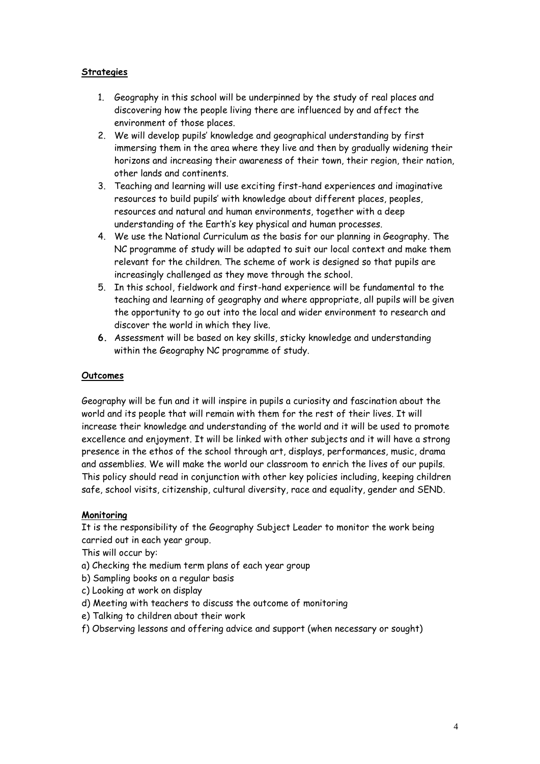## Strategies

1. Geography in this school will be underpinned by the study of real places and discovering how the people living there are influenced by and affect the environment of those places.
2. We will develop pupils' knowledge and geographical understanding by first immersing them in the area where they live and then by gradually widening their horizons and increasing their awareness of their town, their region, their nation, other lands and continents.
3. Teaching and learning will use exciting first-hand experiences and imaginative resources to build pupils' with knowledge about different places, peoples, resources and natural and human environments, together with a deep understanding of the Earth's key physical and human processes.
4. We use the National Curriculum as the basis for our planning in Geography. The NC programme of study will be adapted to suit our local context and make them relevant for the children. The scheme of work is designed so that pupils are increasingly challenged as they move through the school.
5. In this school, fieldwork and first-hand experience will be fundamental to the teaching and learning of geography and where appropriate, all pupils will be given the opportunity to go out into the local and wider environment to research and discover the world in which they live.
6. Assessment will be based on key skills, sticky knowledge and understanding within the Geography NC programme of study.

## Outcomes

Geography will be fun and it will inspire in pupils a curiosity and fascination about the world and its people that will remain with them for the rest of their lives. It will increase their knowledge and understanding of the world and it will be used to promote excellence and enjoyment. It will be linked with other subjects and it will have a strong presence in the ethos of the school through art, displays, performances, music, drama and assemblies. We will make the world our classroom to enrich the lives of our pupils. This policy should read in conjunction with other key policies including, keeping children safe, school visits, citizenship, cultural diversity, race and equality, gender and SEND.

## Monitoring

It is the responsibility of the Geography Subject Leader to monitor the work being carried out in each year group.

This will occur by:

a) Checking the medium term plans of each year group
b) Sampling books on a regular basis
c) Looking at work on display
d) Meeting with teachers to discuss the outcome of monitoring
e) Talking to children about their work
f) Observing lessons and offering advice and support (when necessary or sought)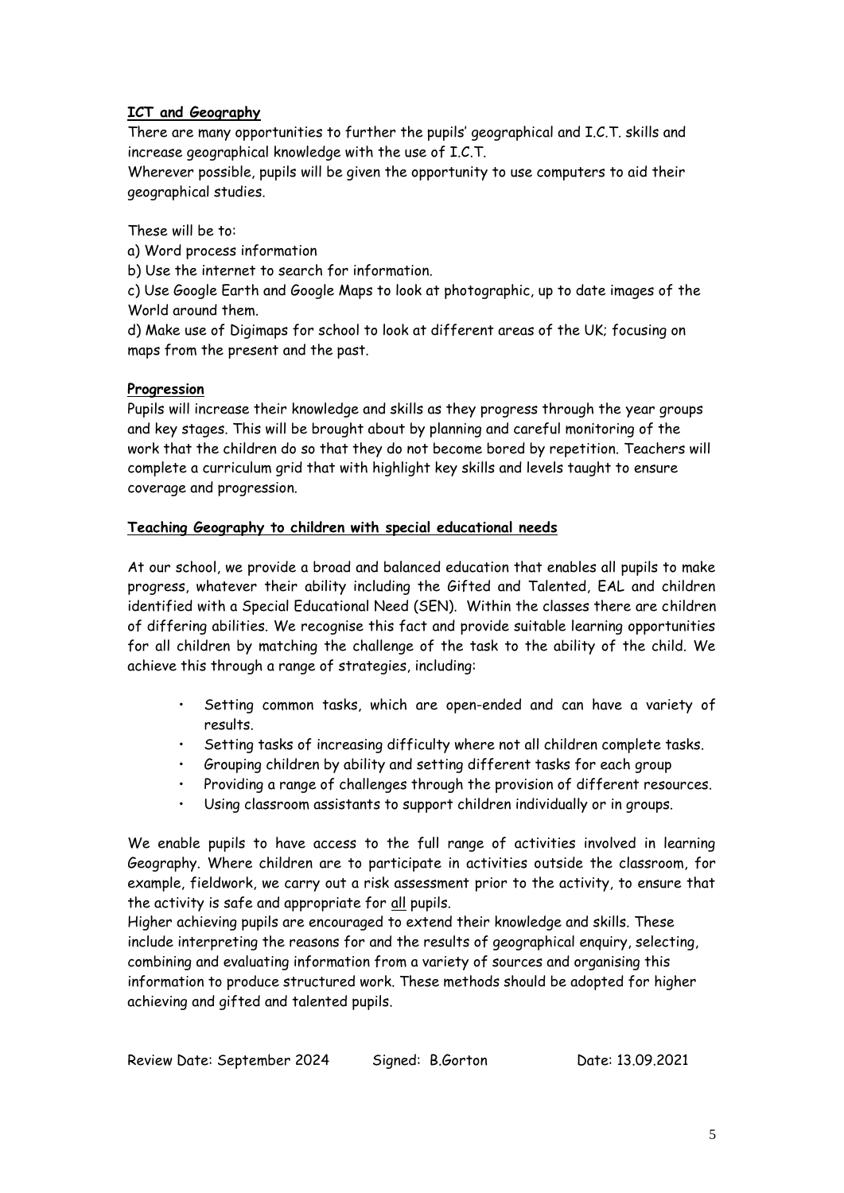## ICT and Geography

There are many opportunities to further the pupils' geographical and I.C.T. skills and increase geographical knowledge with the use of I.C.T.

Wherever possible, pupils will be given the opportunity to use computers to aid their geographical studies.

These will be to:

a) Word process information

b) Use the internet to search for information.

c) Use Google Earth and Google Maps to look at photographic, up to date images of the World around them.

d) Make use of Digimaps for school to look at different areas of the UK; focusing on maps from the present and the past.

## Progression

Pupils will increase their knowledge and skills as they progress through the year groups and key stages. This will be brought about by planning and careful monitoring of the work that the children do so that they do not become bored by repetition. Teachers will complete a curriculum grid that with highlight key skills and levels taught to ensure coverage and progression.

## Teaching Geography to children with special educational needs

At our school, we provide a broad and balanced education that enables all pupils to make progress, whatever their ability including the Gifted and Talented, EAL and children identified with a Special Educational Need (SEN). Within the classes there are children of differing abilities. We recognise this fact and provide suitable learning opportunities for all children by matching the challenge of the task to the ability of the child. We achieve this through a range of strategies, including:

- Setting common tasks, which are open-ended and can have a variety of results.
- Setting tasks of increasing difficulty where not all children complete tasks.
- Grouping children by ability and setting different tasks for each group
- Providing a range of challenges through the provision of different resources.
- Using classroom assistants to support children individually or in groups.

We enable pupils to have access to the full range of activities involved in learning Geography. Where children are to participate in activities outside the classroom, for example, fieldwork, we carry out a risk assessment prior to the activity, to ensure that the activity is safe and appropriate for all pupils.

Higher achieving pupils are encouraged to extend their knowledge and skills. These include interpreting the reasons for and the results of geographical enquiry, selecting, combining and evaluating information from a variety of sources and organising this information to produce structured work. These methods should be adopted for higher achieving and gifted and talented pupils.

Review Date: September 2024 Signed: B.Gorton Date: 13.09.2021